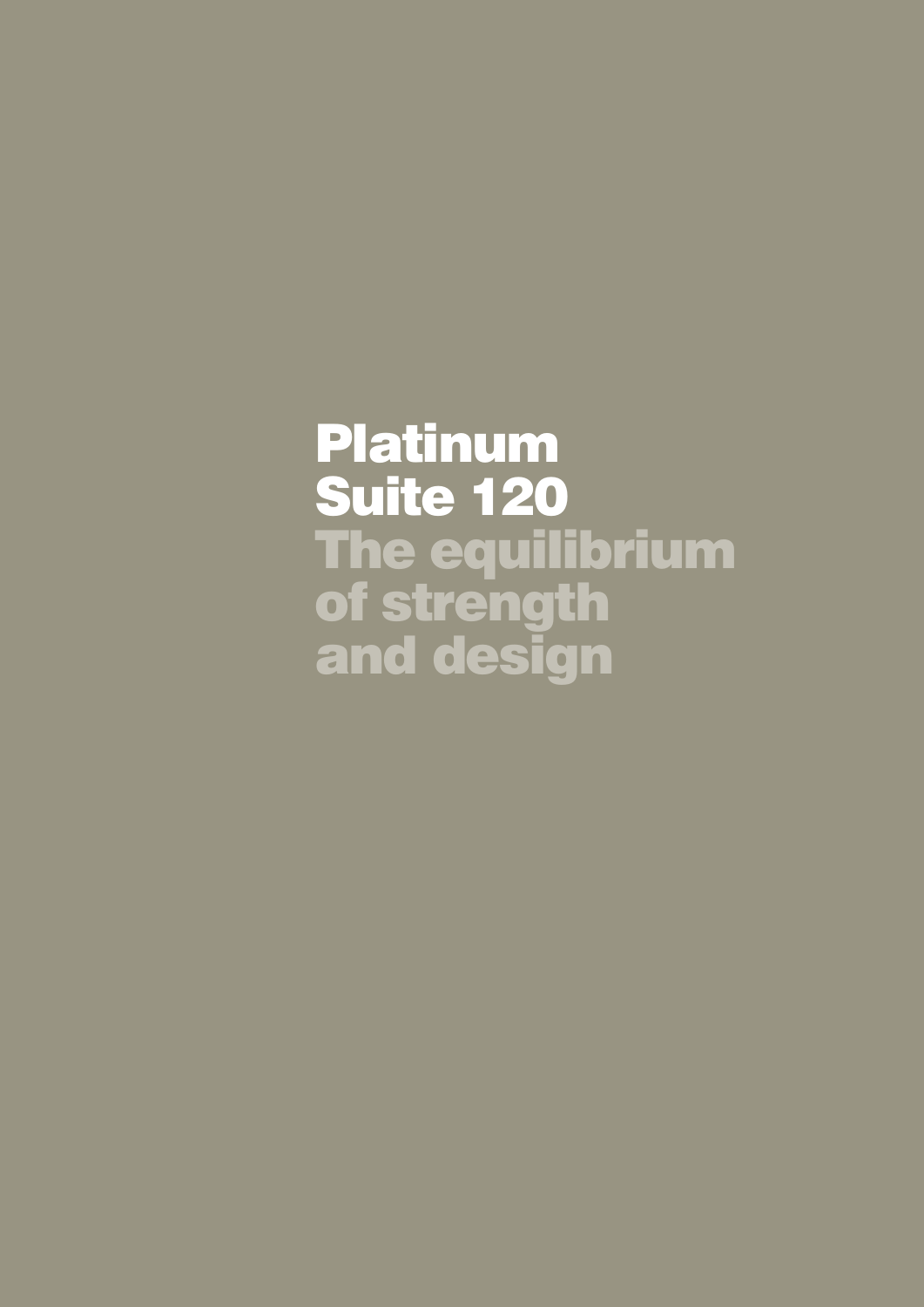# Platinum Suite 120

## The equilibrium of strength and design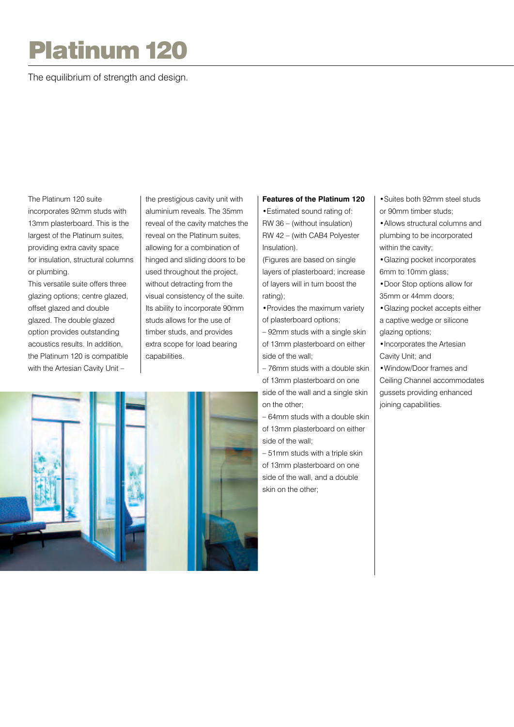# Platinum 120

The equilibrium of strength and design.

The Platinum 120 suite incorporates 92mm studs with 13mm plasterboard. This is the largest of the Platinum suites, providing extra cavity space for insulation, structural columns or plumbing.

This versatile suite offers three glazing options; centre glazed, offset glazed and double glazed. The double glazed option provides outstanding acoustics results. In addition, the Platinum 120 is compatible with the Artesian Cavity Unit – the prestigious cavity unit with aluminium reveals. The 35mm reveal of the cavity matches the reveal on the Platinum suites, allowing for a combination of hinged and sliding doors to be used throughout the project, without detracting from the visual consistency of the suite. Its ability to incorporate 90mm studs allows for the use of timber studs, and provides extra scope for load bearing capabilities.

**Features of the Platinum 120**

- Estimated sound rating of:
  RW 36 – (without insulation)
  RW 42 – (with CAB4 Polyester Insulation).
  (Figures are based on single layers of plasterboard; increase of layers will in turn boost the rating);
- Provides the maximum variety of plasterboard options;
  – 92mm studs with a single skin of 13mm plasterboard on either side of the wall;
  – 76mm studs with a double skin of 13mm plasterboard on one side of the wall and a single skin on the other;
  – 64mm studs with a double skin of 13mm plasterboard on either side of the wall;
  – 51mm studs with a triple skin of 13mm plasterboard on one side of the wall, and a double skin on the other;
- Suites both 92mm steel studs or 90mm timber studs;
- Allows structural columns and plumbing to be incorporated within the cavity;
- Glazing pocket incorporates 6mm to 10mm glass;
- Door Stop options allow for 35mm or 44mm doors;
- Glazing pocket accepts either a captive wedge or silicone glazing options;
- Incorporates the Artesian Cavity Unit; and
- Window/Door frames and Ceiling Channel accommodates gussets providing enhanced joining capabilities.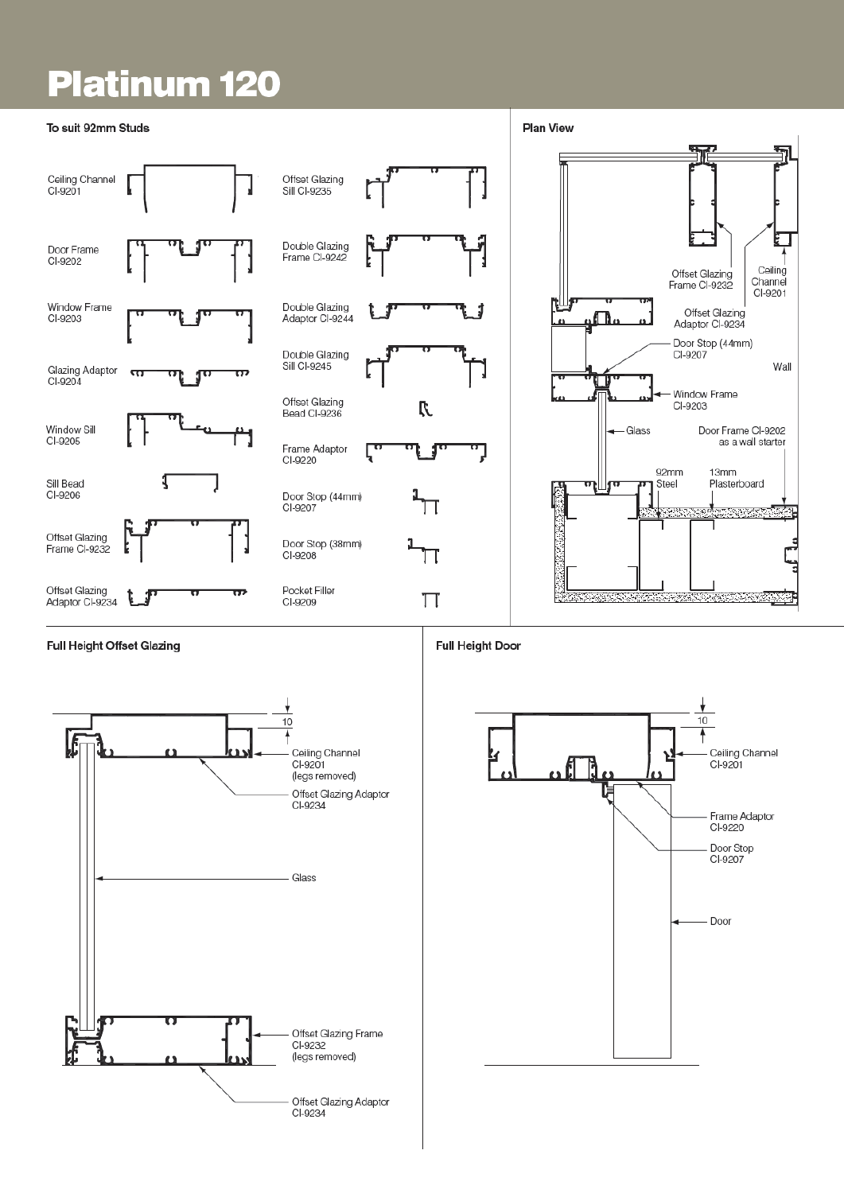# Platinum 120

## To suit 92mm Studs

Ceiling Channel CI-9201

Door Frame CI-9202

Window Frame CI-9203

Glazing Adaptor CI-9204

Window Sill CI-9205

Sill Bead CI-9206

Offset Glazing Frame CI-9232

Offset Glazing Adaptor CI-9234

Offset Glazing Sill CI-9235

Double Glazing Frame CI-9242

Double Glazing Adaptor CI-9244

Double Glazing Sill CI-9245

Offset Glazing Bead CI-9236

Frame Adaptor CI-9220

Door Stop (44mm) CI-9207

Door Stop (38mm) CI-9208

Pocket Filler CI-9209

## Plan View

Offset Glazing Frame CI-9232

Ceiling Channel CI-9201

Offset Glazing Adaptor CI-9234

Door Stop (44mm) CI-9207

Wall

Window Frame CI-9203

Glass

Door Frame CI-9202 as a wall starter

92mm Steel

13mm Plasterboard

## Full Height Offset Glazing

10

Ceiling Channel CI-9201 (legs removed)

Offset Glazing Adaptor CI-9234

Glass

Offset Glazing Frame CI-9232 (legs removed)

Offset Glazing Adaptor CI-9234

## Full Height Door

10

Ceiling Channel CI-9201

Frame Adaptor CI-9220

Door Stop CI-9207

Door